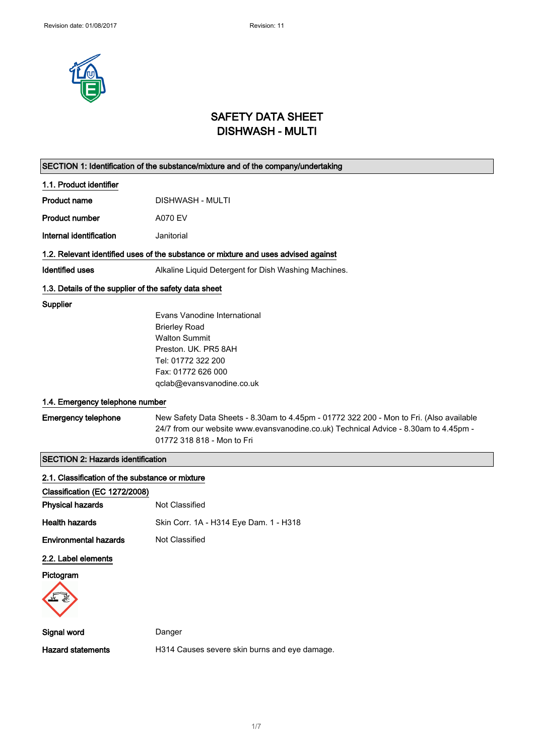Revision date: 01/08/2017 Revision: 11

# SAFETY DATA SHEET
# DISHWASH - MULTI

## SECTION 1: Identification of the substance/mixture and of the company/undertaking

### 1.1. Product identifier

**Product name** DISHWASH - MULTI

**Product number** A070 EV

**Internal identification** Janitorial

### 1.2. Relevant identified uses of the substance or mixture and uses advised against

**Identified uses** Alkaline Liquid Detergent for Dish Washing Machines.

### 1.3. Details of the supplier of the safety data sheet

**Supplier**

Evans Vanodine International
Brierley Road
Walton Summit
Preston. UK. PR5 8AH
Tel: 01772 322 200
Fax: 01772 626 000
qclab@evansvanodine.co.uk

### 1.4. Emergency telephone number

**Emergency telephone** New Safety Data Sheets - 8.30am to 4.45pm - 01772 322 200 - Mon to Fri. (Also available 24/7 from our website www.evansvanodine.co.uk) Technical Advice - 8.30am to 4.45pm - 01772 318 818 - Mon to Fri

## SECTION 2: Hazards identification

### 2.1. Classification of the substance or mixture

**Classification (EC 1272/2008)**

**Physical hazards** Not Classified

**Health hazards** Skin Corr. 1A - H314 Eye Dam. 1 - H318

**Environmental hazards** Not Classified

### 2.2. Label elements

**Pictogram**

**Signal word** Danger

**Hazard statements** H314 Causes severe skin burns and eye damage.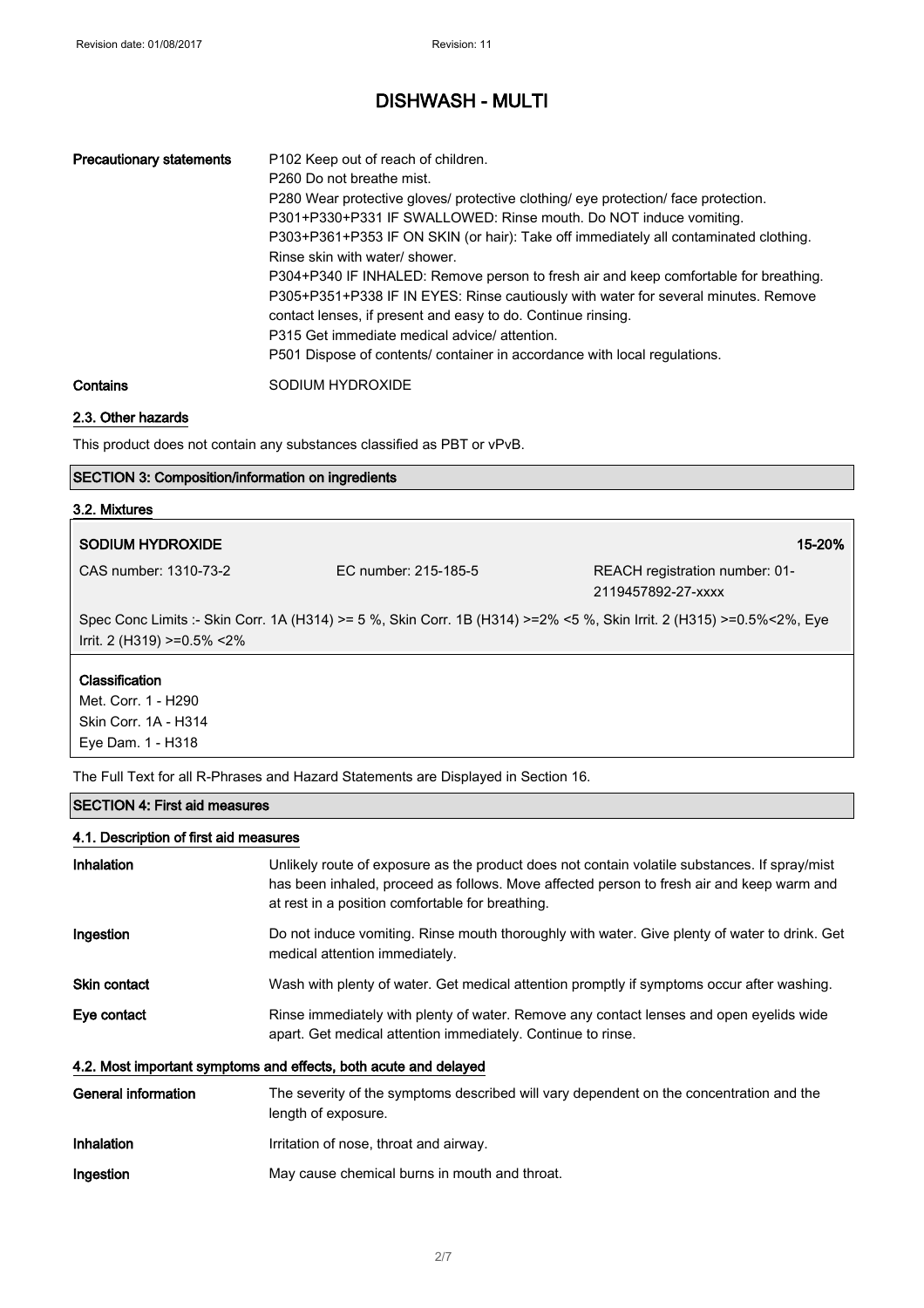| | |
|---|---|
| **Precautionary statements** | P102 Keep out of reach of children.<br>P260 Do not breathe mist.<br>P280 Wear protective gloves/ protective clothing/ eye protection/ face protection.<br>P301+P330+P331 IF SWALLOWED: Rinse mouth. Do NOT induce vomiting.<br>P303+P361+P353 IF ON SKIN (or hair): Take off immediately all contaminated clothing. Rinse skin with water/ shower.<br>P304+P340 IF INHALED: Remove person to fresh air and keep comfortable for breathing.<br>P305+P351+P338 IF IN EYES: Rinse cautiously with water for several minutes. Remove contact lenses, if present and easy to do. Continue rinsing.<br>P315 Get immediate medical advice/ attention.<br>P501 Dispose of contents/ container in accordance with local regulations. |
| **Contains** | SODIUM HYDROXIDE |

### 2.3. Other hazards

This product does not contain any substances classified as PBT or vPvB.

## SECTION 3: Composition/information on ingredients

### 3.2. Mixtures

| **SODIUM HYDROXIDE** | | **15-20%** |
|---|---|---|
| CAS number: 1310-73-2 | EC number: 215-185-5 | REACH registration number: 01-2119457892-27-xxxx |

Spec Conc Limits :- Skin Corr. 1A (H314) >= 5 %, Skin Corr. 1B (H314) >=2% <5 %, Skin Irrit. 2 (H315) >=0.5%<2%, Eye Irrit. 2 (H319) >=0.5% <2%

**Classification**
Met. Corr. 1 - H290
Skin Corr. 1A - H314
Eye Dam. 1 - H318

The Full Text for all R-Phrases and Hazard Statements are Displayed in Section 16.

## SECTION 4: First aid measures

### 4.1. Description of first aid measures

| | |
|---|---|
| **Inhalation** | Unlikely route of exposure as the product does not contain volatile substances. If spray/mist has been inhaled, proceed as follows. Move affected person to fresh air and keep warm and at rest in a position comfortable for breathing. |
| **Ingestion** | Do not induce vomiting. Rinse mouth thoroughly with water. Give plenty of water to drink. Get medical attention immediately. |
| **Skin contact** | Wash with plenty of water. Get medical attention promptly if symptoms occur after washing. |
| **Eye contact** | Rinse immediately with plenty of water. Remove any contact lenses and open eyelids wide apart. Get medical attention immediately. Continue to rinse. |

### 4.2. Most important symptoms and effects, both acute and delayed

| | |
|---|---|
| **General information** | The severity of the symptoms described will vary dependent on the concentration and the length of exposure. |
| **Inhalation** | Irritation of nose, throat and airway. |
| **Ingestion** | May cause chemical burns in mouth and throat. |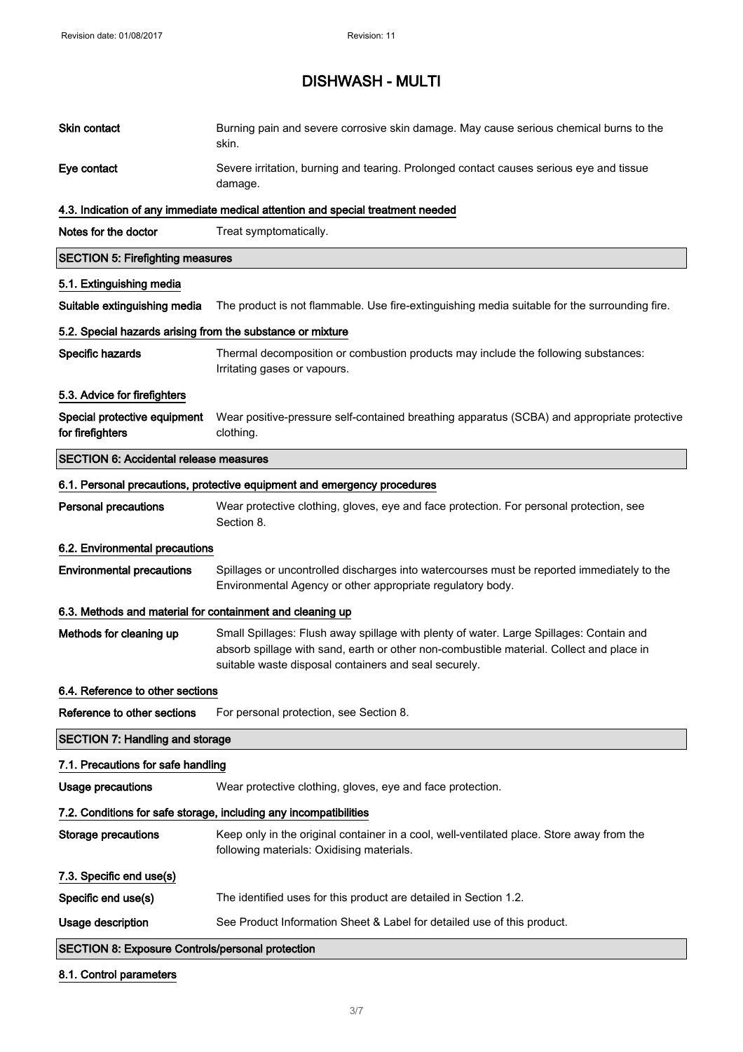# DISHWASH - MULTI

| | |
|---|---|
| **Skin contact** | Burning pain and severe corrosive skin damage. May cause serious chemical burns to the skin. |
| **Eye contact** | Severe irritation, burning and tearing. Prolonged contact causes serious eye and tissue damage. |

### 4.3. Indication of any immediate medical attention and special treatment needed

| | |
|---|---|
| **Notes for the doctor** | Treat symptomatically. |

## SECTION 5: Firefighting measures

### 5.1. Extinguishing media

| | |
|---|---|
| **Suitable extinguishing media** | The product is not flammable. Use fire-extinguishing media suitable for the surrounding fire. |

### 5.2. Special hazards arising from the substance or mixture

| | |
|---|---|
| **Specific hazards** | Thermal decomposition or combustion products may include the following substances: Irritating gases or vapours. |

### 5.3. Advice for firefighters

| | |
|---|---|
| **Special protective equipment for firefighters** | Wear positive-pressure self-contained breathing apparatus (SCBA) and appropriate protective clothing. |

## SECTION 6: Accidental release measures

### 6.1. Personal precautions, protective equipment and emergency procedures

| | |
|---|---|
| **Personal precautions** | Wear protective clothing, gloves, eye and face protection. For personal protection, see Section 8. |

### 6.2. Environmental precautions

| | |
|---|---|
| **Environmental precautions** | Spillages or uncontrolled discharges into watercourses must be reported immediately to the Environmental Agency or other appropriate regulatory body. |

### 6.3. Methods and material for containment and cleaning up

| | |
|---|---|
| **Methods for cleaning up** | Small Spillages: Flush away spillage with plenty of water. Large Spillages: Contain and absorb spillage with sand, earth or other non-combustible material. Collect and place in suitable waste disposal containers and seal securely. |

### 6.4. Reference to other sections

| | |
|---|---|
| **Reference to other sections** | For personal protection, see Section 8. |

## SECTION 7: Handling and storage

### 7.1. Precautions for safe handling

| | |
|---|---|
| **Usage precautions** | Wear protective clothing, gloves, eye and face protection. |

### 7.2. Conditions for safe storage, including any incompatibilities

| | |
|---|---|
| **Storage precautions** | Keep only in the original container in a cool, well-ventilated place. Store away from the following materials: Oxidising materials. |

### 7.3. Specific end use(s)

| | |
|---|---|
| **Specific end use(s)** | The identified uses for this product are detailed in Section 1.2. |
| **Usage description** | See Product Information Sheet & Label for detailed use of this product. |

## SECTION 8: Exposure Controls/personal protection

### 8.1. Control parameters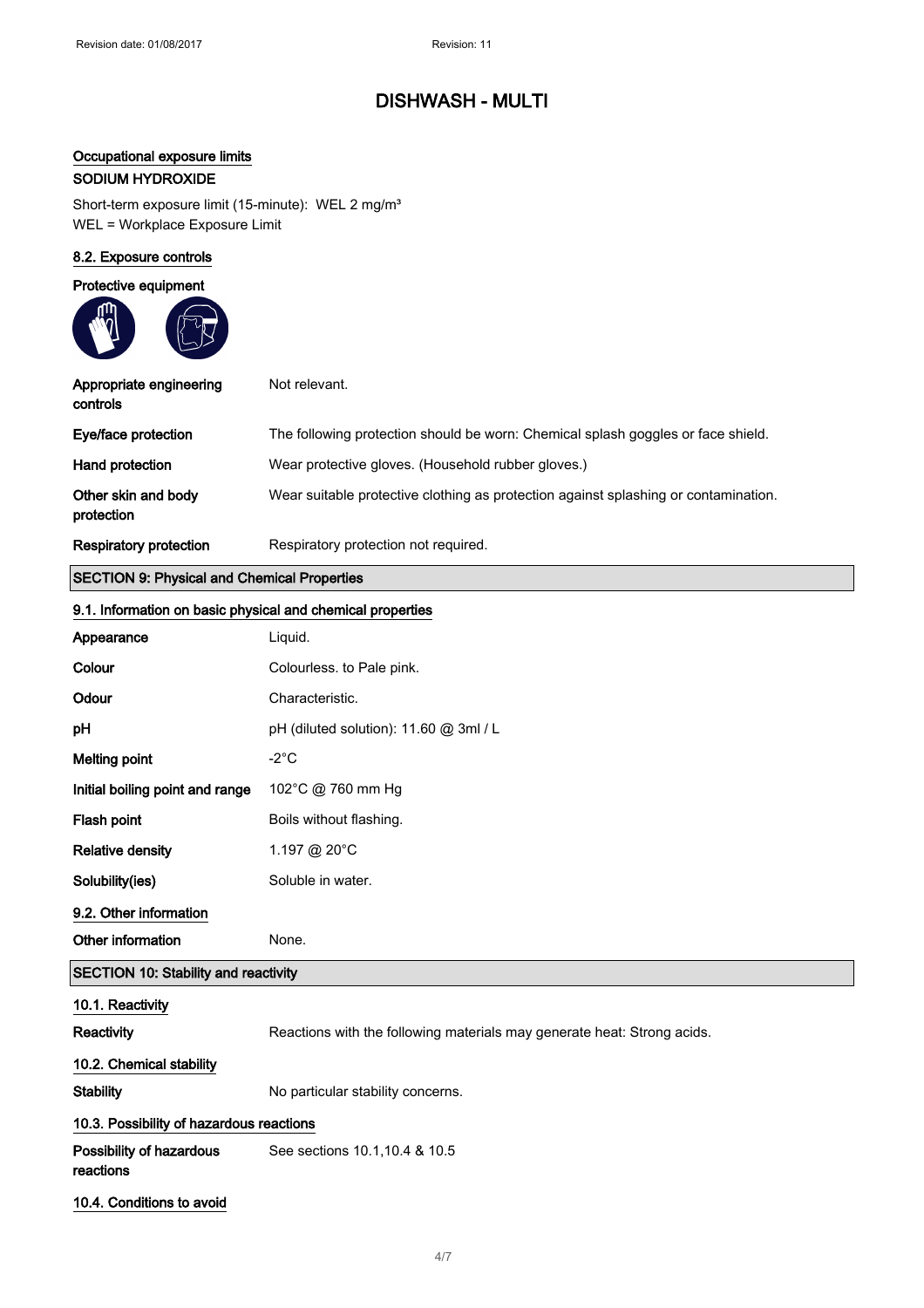#### Occupational exposure limits

**SODIUM HYDROXIDE**

Short-term exposure limit (15-minute): WEL 2 mg/m³
WEL = Workplace Exposure Limit

#### 8.2. Exposure controls

**Protective equipment**

| | |
|---|---|
| **Appropriate engineering controls** | Not relevant. |
| **Eye/face protection** | The following protection should be worn: Chemical splash goggles or face shield. |
| **Hand protection** | Wear protective gloves. (Household rubber gloves.) |
| **Other skin and body protection** | Wear suitable protective clothing as protection against splashing or contamination. |
| **Respiratory protection** | Respiratory protection not required. |

## SECTION 9: Physical and Chemical Properties

#### 9.1. Information on basic physical and chemical properties

| | |
|---|---|
| **Appearance** | Liquid. |
| **Colour** | Colourless. to Pale pink. |
| **Odour** | Characteristic. |
| **pH** | pH (diluted solution): 11.60 @ 3ml / L |
| **Melting point** | -2°C |
| **Initial boiling point and range** | 102°C @ 760 mm Hg |
| **Flash point** | Boils without flashing. |
| **Relative density** | 1.197 @ 20°C |
| **Solubility(ies)** | Soluble in water. |

#### 9.2. Other information

| | |
|---|---|
| **Other information** | None. |

## SECTION 10: Stability and reactivity

#### 10.1. Reactivity

| | |
|---|---|
| **Reactivity** | Reactions with the following materials may generate heat: Strong acids. |

#### 10.2. Chemical stability

| | |
|---|---|
| **Stability** | No particular stability concerns. |

#### 10.3. Possibility of hazardous reactions

| | |
|---|---|
| **Possibility of hazardous reactions** | See sections 10.1,10.4 & 10.5 |

#### 10.4. Conditions to avoid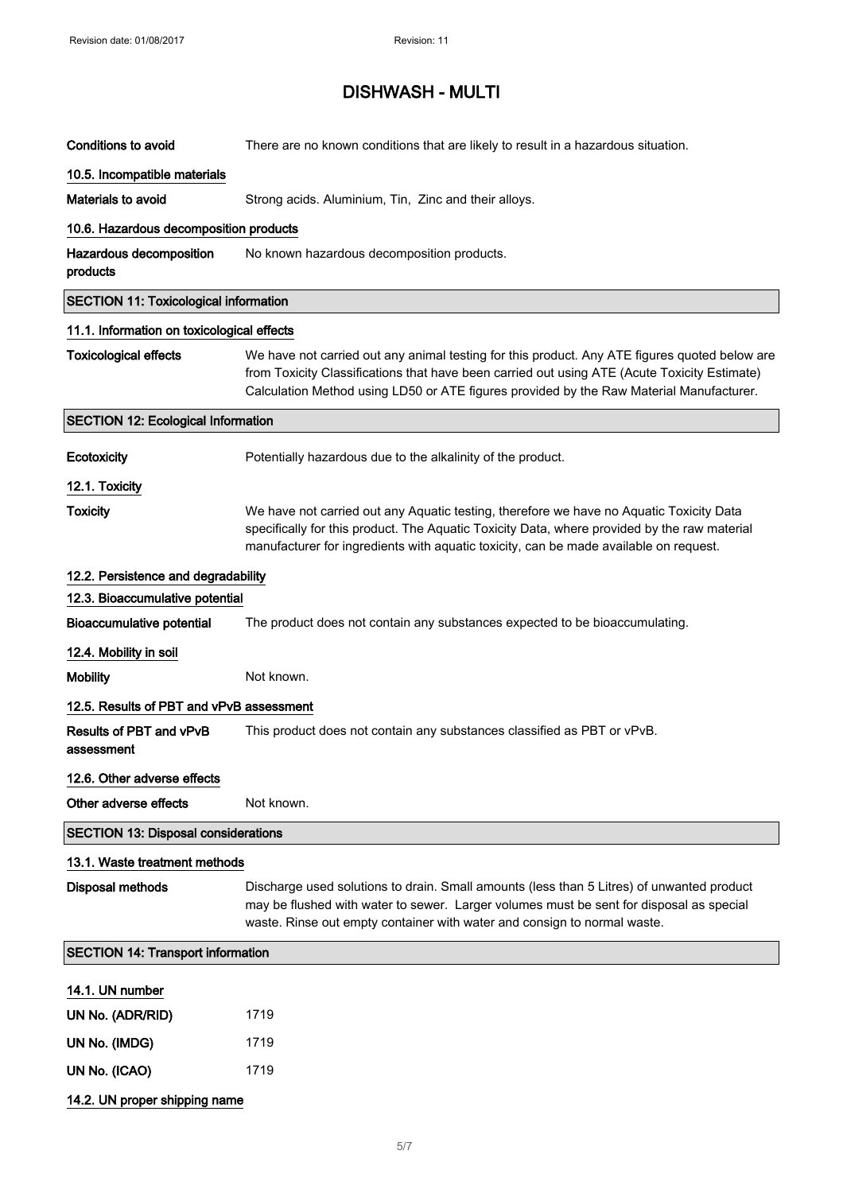**Conditions to avoid** There are no known conditions that are likely to result in a hazardous situation.

### 10.5. Incompatible materials

**Materials to avoid** Strong acids. Aluminium, Tin, Zinc and their alloys.

### 10.6. Hazardous decomposition products

**Hazardous decomposition products** No known hazardous decomposition products.

## SECTION 11: Toxicological information

### 11.1. Information on toxicological effects

**Toxicological effects** We have not carried out any animal testing for this product. Any ATE figures quoted below are from Toxicity Classifications that have been carried out using ATE (Acute Toxicity Estimate) Calculation Method using LD50 or ATE figures provided by the Raw Material Manufacturer.

## SECTION 12: Ecological Information

**Ecotoxicity** Potentially hazardous due to the alkalinity of the product.

### 12.1. Toxicity

**Toxicity** We have not carried out any Aquatic testing, therefore we have no Aquatic Toxicity Data specifically for this product. The Aquatic Toxicity Data, where provided by the raw material manufacturer for ingredients with aquatic toxicity, can be made available on request.

### 12.2. Persistence and degradability

### 12.3. Bioaccumulative potential

**Bioaccumulative potential** The product does not contain any substances expected to be bioaccumulating.

### 12.4. Mobility in soil

**Mobility** Not known.

### 12.5. Results of PBT and vPvB assessment

**Results of PBT and vPvB assessment** This product does not contain any substances classified as PBT or vPvB.

### 12.6. Other adverse effects

**Other adverse effects** Not known.

## SECTION 13: Disposal considerations

### 13.1. Waste treatment methods

**Disposal methods** Discharge used solutions to drain. Small amounts (less than 5 Litres) of unwanted product may be flushed with water to sewer. Larger volumes must be sent for disposal as special waste. Rinse out empty container with water and consign to normal waste.

## SECTION 14: Transport information

### 14.1. UN number

**UN No. (ADR/RID)** 1719

**UN No. (IMDG)** 1719

**UN No. (ICAO)** 1719

### 14.2. UN proper shipping name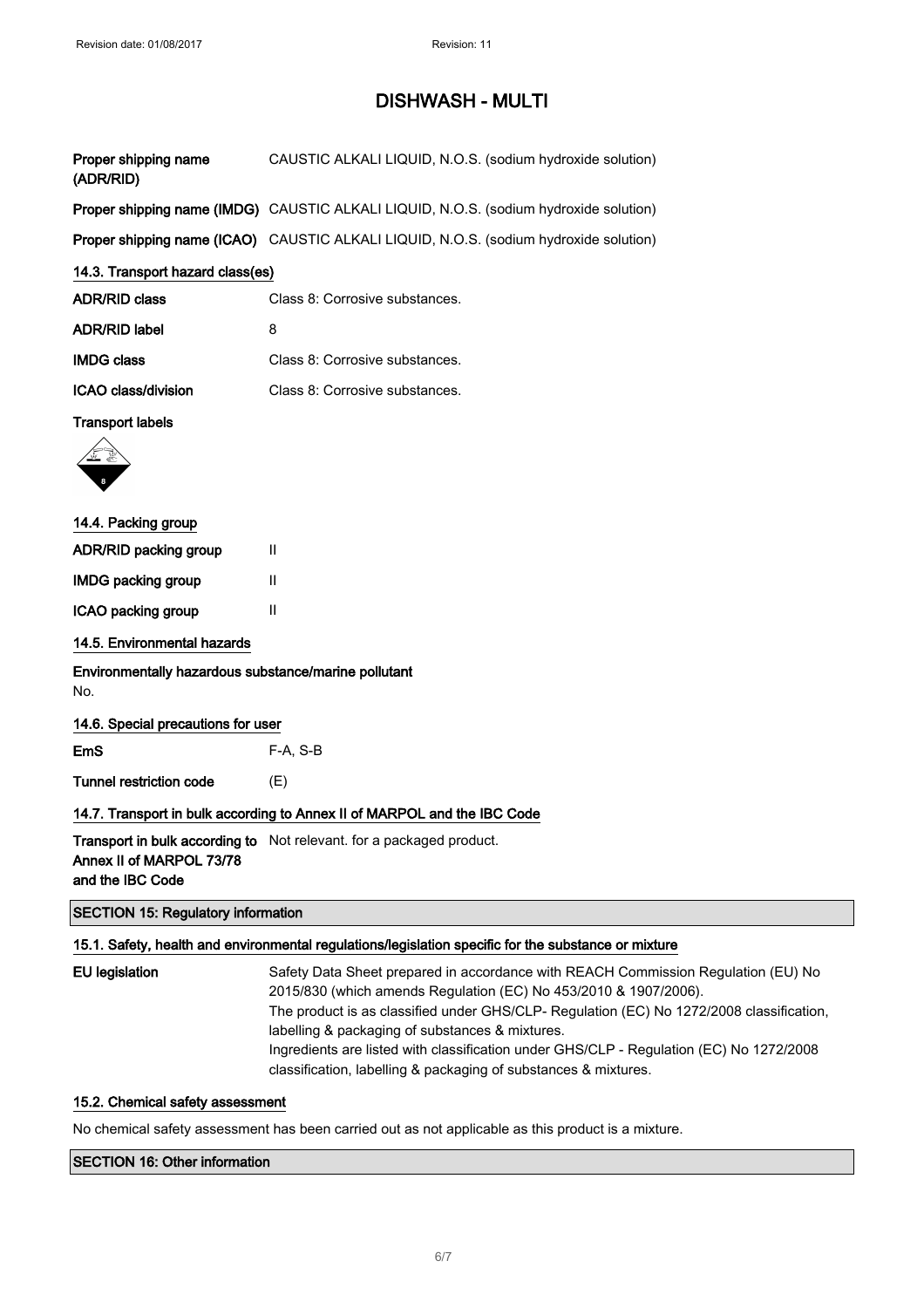| | |
|---|---|
| **Proper shipping name (ADR/RID)** | CAUSTIC ALKALI LIQUID, N.O.S. (sodium hydroxide solution) |
| **Proper shipping name (IMDG)** | CAUSTIC ALKALI LIQUID, N.O.S. (sodium hydroxide solution) |
| **Proper shipping name (ICAO)** | CAUSTIC ALKALI LIQUID, N.O.S. (sodium hydroxide solution) |

### 14.3. Transport hazard class(es)

| | |
|---|---|
| **ADR/RID class** | Class 8: Corrosive substances. |
| **ADR/RID label** | 8 |
| **IMDG class** | Class 8: Corrosive substances. |
| **ICAO class/division** | Class 8: Corrosive substances. |

**Transport labels**

### 14.4. Packing group

| | |
|---|---|
| **ADR/RID packing group** | II |
| **IMDG packing group** | II |
| **ICAO packing group** | II |

### 14.5. Environmental hazards

**Environmentally hazardous substance/marine pollutant**

No.

### 14.6. Special precautions for user

| | |
|---|---|
| **EmS** | F-A, S-B |
| **Tunnel restriction code** | (E) |

### 14.7. Transport in bulk according to Annex II of MARPOL and the IBC Code

| | |
|---|---|
| **Transport in bulk according to Annex II of MARPOL 73/78 and the IBC Code** | Not relevant. for a packaged product. |

## SECTION 15: Regulatory information

### 15.1. Safety, health and environmental regulations/legislation specific for the substance or mixture

**EU legislation**

Safety Data Sheet prepared in accordance with REACH Commission Regulation (EU) No 2015/830 (which amends Regulation (EC) No 453/2010 & 1907/2006).
The product is as classified under GHS/CLP- Regulation (EC) No 1272/2008 classification, labelling & packaging of substances & mixtures.
Ingredients are listed with classification under GHS/CLP - Regulation (EC) No 1272/2008 classification, labelling & packaging of substances & mixtures.

### 15.2. Chemical safety assessment

No chemical safety assessment has been carried out as not applicable as this product is a mixture.

## SECTION 16: Other information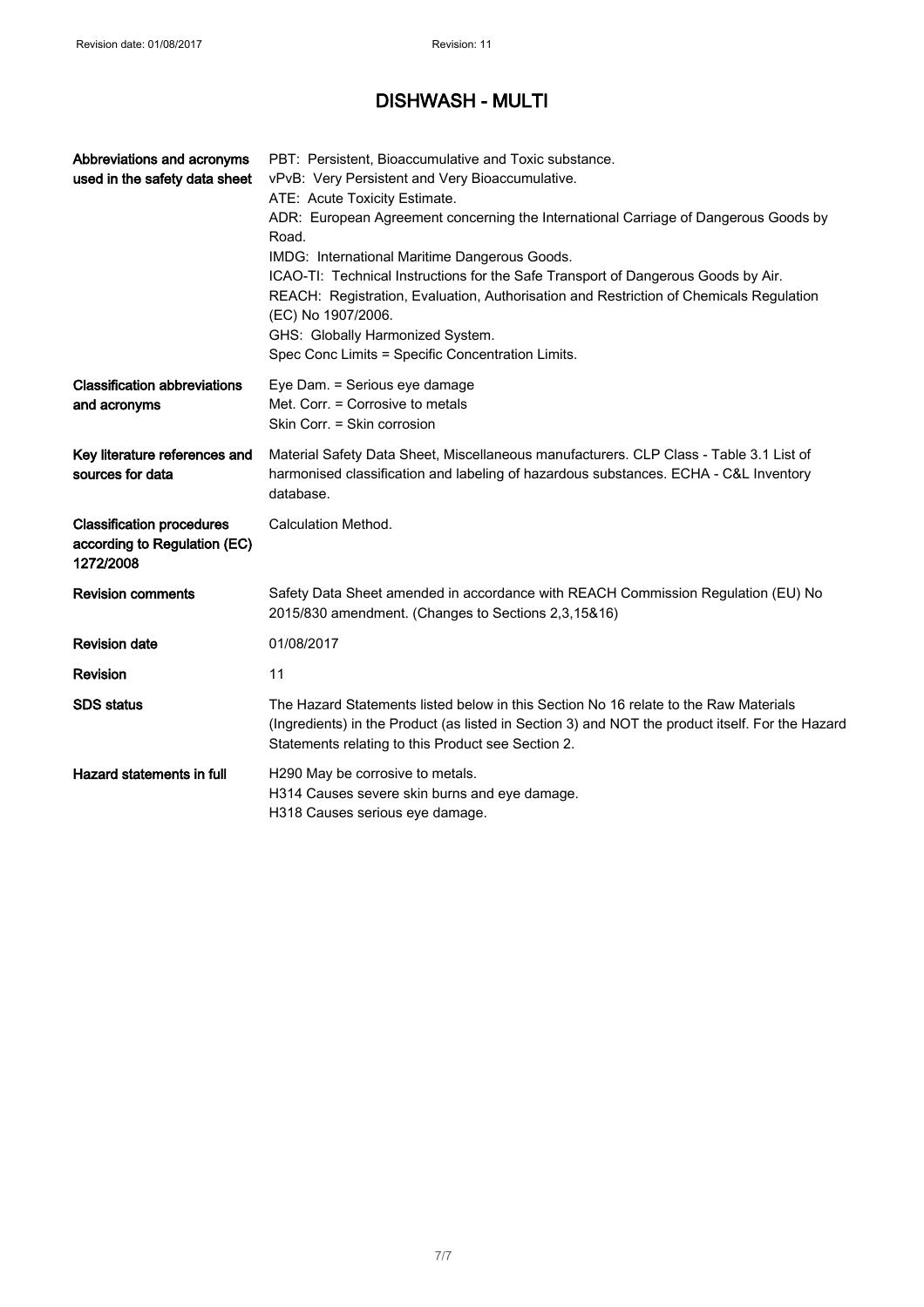# DISHWASH - MULTI

| | |
|---|---|
| **Abbreviations and acronyms used in the safety data sheet** | PBT: Persistent, Bioaccumulative and Toxic substance.<br>vPvB: Very Persistent and Very Bioaccumulative.<br>ATE: Acute Toxicity Estimate.<br>ADR: European Agreement concerning the International Carriage of Dangerous Goods by Road.<br>IMDG: International Maritime Dangerous Goods.<br>ICAO-TI: Technical Instructions for the Safe Transport of Dangerous Goods by Air.<br>REACH: Registration, Evaluation, Authorisation and Restriction of Chemicals Regulation (EC) No 1907/2006.<br>GHS: Globally Harmonized System.<br>Spec Conc Limits = Specific Concentration Limits. |
| **Classification abbreviations and acronyms** | Eye Dam. = Serious eye damage<br>Met. Corr. = Corrosive to metals<br>Skin Corr. = Skin corrosion |
| **Key literature references and sources for data** | Material Safety Data Sheet, Miscellaneous manufacturers. CLP Class - Table 3.1 List of harmonised classification and labeling of hazardous substances. ECHA - C&L Inventory database. |
| **Classification procedures according to Regulation (EC) 1272/2008** | Calculation Method. |
| **Revision comments** | Safety Data Sheet amended in accordance with REACH Commission Regulation (EU) No 2015/830 amendment. (Changes to Sections 2,3,15&16) |
| **Revision date** | 01/08/2017 |
| **Revision** | 11 |
| **SDS status** | The Hazard Statements listed below in this Section No 16 relate to the Raw Materials (Ingredients) in the Product (as listed in Section 3) and NOT the product itself. For the Hazard Statements relating to this Product see Section 2. |
| **Hazard statements in full** | H290 May be corrosive to metals.<br>H314 Causes severe skin burns and eye damage.<br>H318 Causes serious eye damage. |